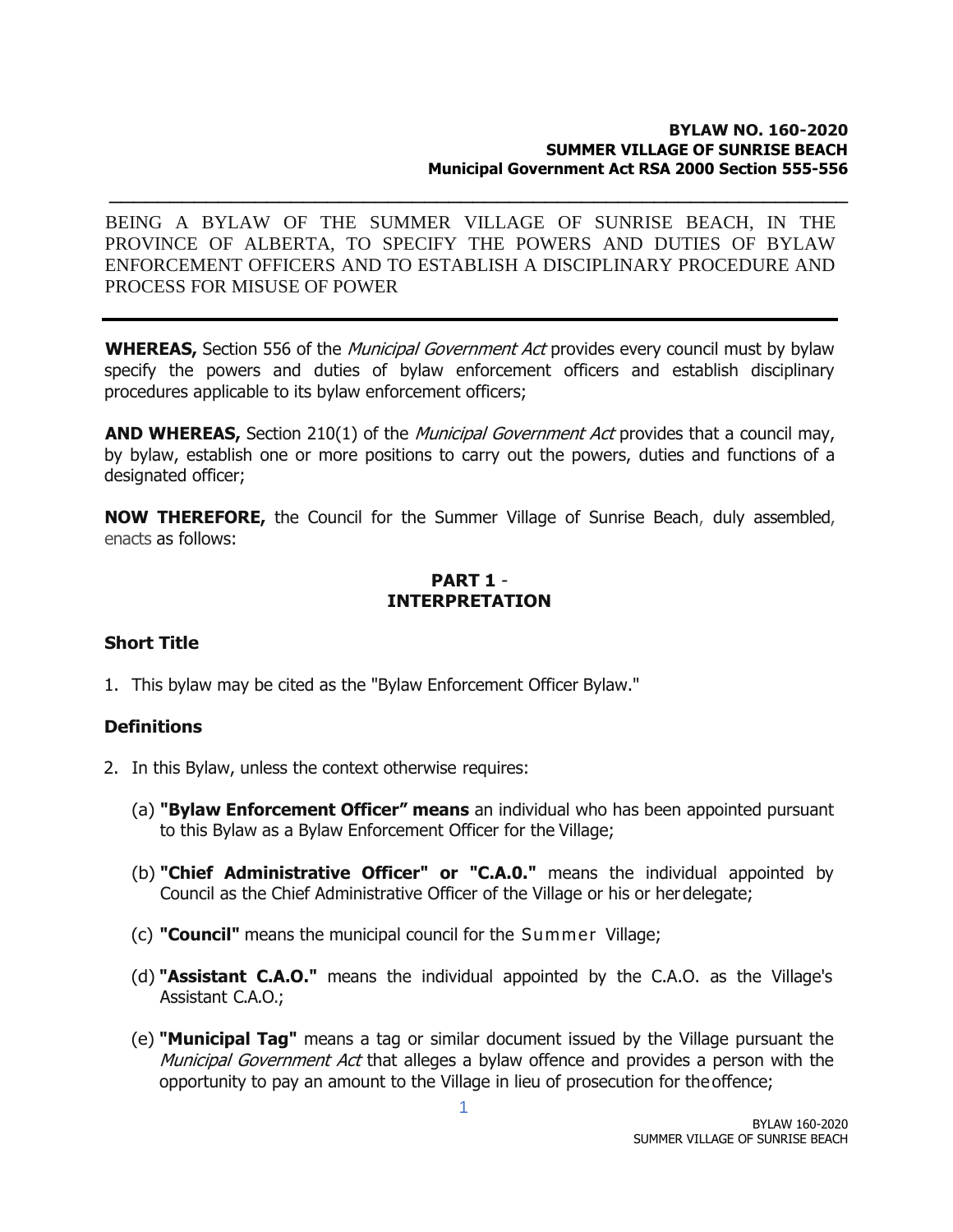**BYLAW NO. 160-2020**
**SUMMER VILLAGE OF SUNRISE BEACH**
**Municipal Government Act RSA 2000 Section 555-556**

---

BEING A BYLAW OF THE SUMMER VILLAGE OF SUNRISE BEACH, IN THE PROVINCE OF ALBERTA, TO SPECIFY THE POWERS AND DUTIES OF BYLAW ENFORCEMENT OFFICERS AND TO ESTABLISH A DISCIPLINARY PROCEDURE AND PROCESS FOR MISUSE OF POWER

---

**WHEREAS,** Section 556 of the *Municipal Government Act* provides every council must by bylaw specify the powers and duties of bylaw enforcement officers and establish disciplinary procedures applicable to its bylaw enforcement officers;

**AND WHEREAS,** Section 210(1) of the *Municipal Government Act* provides that a council may, by bylaw, establish one or more positions to carry out the powers, duties and functions of a designated officer;

**NOW THEREFORE,** the Council for the Summer Village of Sunrise Beach, duly assembled, enacts as follows:

## PART 1 - INTERPRETATION

### Short Title

1. This bylaw may be cited as the "Bylaw Enforcement Officer Bylaw."

### Definitions

2. In this Bylaw, unless the context otherwise requires:

   (a) **"Bylaw Enforcement Officer" means** an individual who has been appointed pursuant to this Bylaw as a Bylaw Enforcement Officer for the Village;

   (b) **"Chief Administrative Officer" or "C.A.0."** means the individual appointed by Council as the Chief Administrative Officer of the Village or his or her delegate;

   (c) **"Council"** means the municipal council for the Summer Village;

   (d) **"Assistant C.A.O."** means the individual appointed by the C.A.O. as the Village's Assistant C.A.O.;

   (e) **"Municipal Tag"** means a tag or similar document issued by the Village pursuant the *Municipal Government Act* that alleges a bylaw offence and provides a person with the opportunity to pay an amount to the Village in lieu of prosecution for the offence;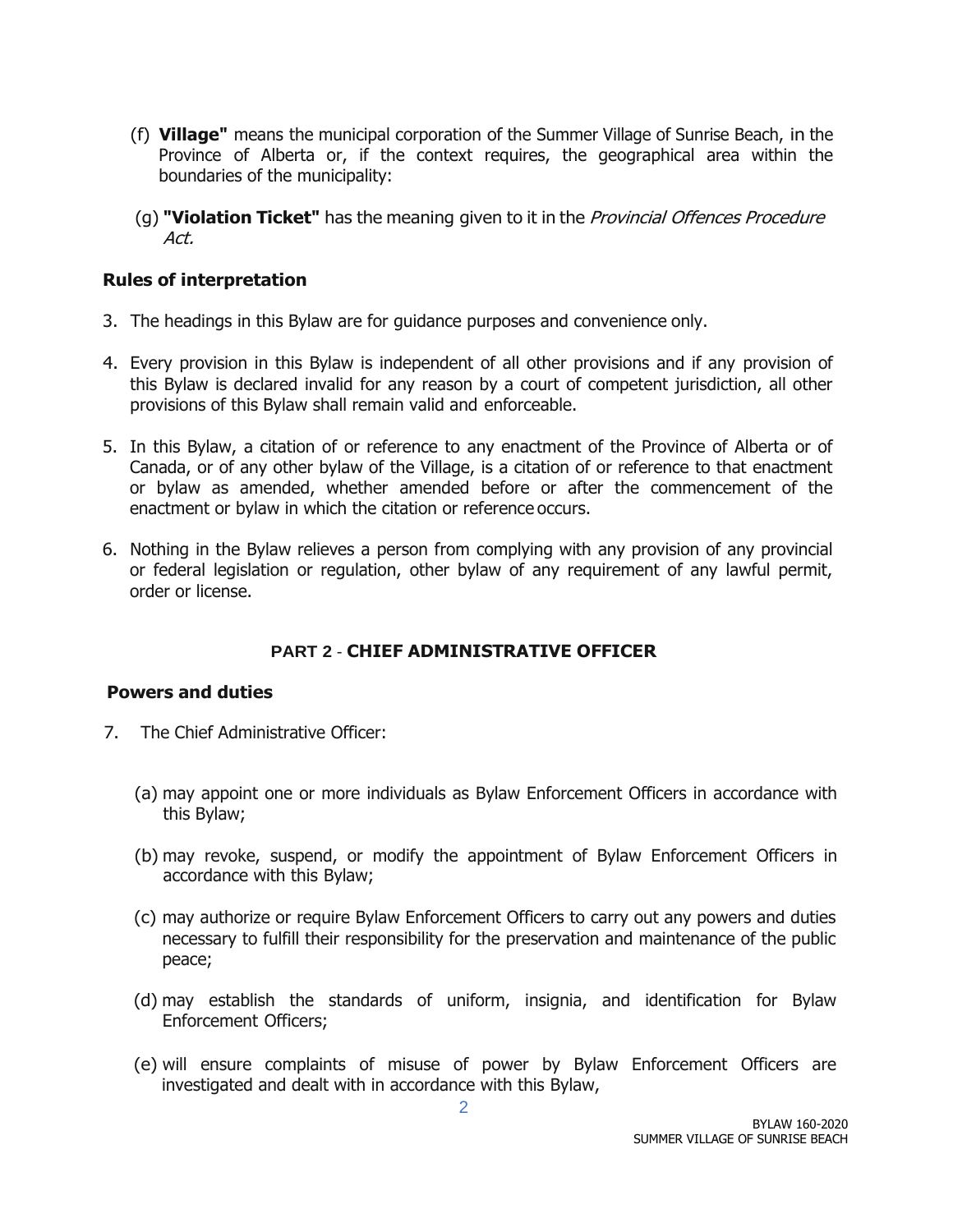(f) **Village"** means the municipal corporation of the Summer Village of Sunrise Beach, in the Province of Alberta or, if the context requires, the geographical area within the boundaries of the municipality:

(g) **"Violation Ticket"** has the meaning given to it in the *Provincial Offences Procedure Act.*

### Rules of interpretation

3. The headings in this Bylaw are for guidance purposes and convenience only.

4. Every provision in this Bylaw is independent of all other provisions and if any provision of this Bylaw is declared invalid for any reason by a court of competent jurisdiction, all other provisions of this Bylaw shall remain valid and enforceable.

5. In this Bylaw, a citation of or reference to any enactment of the Province of Alberta or of Canada, or of any other bylaw of the Village, is a citation of or reference to that enactment or bylaw as amended, whether amended before or after the commencement of the enactment or bylaw in which the citation or reference occurs.

6. Nothing in the Bylaw relieves a person from complying with any provision of any provincial or federal legislation or regulation, other bylaw of any requirement of any lawful permit, order or license.

## PART 2 - CHIEF ADMINISTRATIVE OFFICER

### Powers and duties

7. The Chief Administrative Officer:

   (a) may appoint one or more individuals as Bylaw Enforcement Officers in accordance with this Bylaw;

   (b) may revoke, suspend, or modify the appointment of Bylaw Enforcement Officers in accordance with this Bylaw;

   (c) may authorize or require Bylaw Enforcement Officers to carry out any powers and duties necessary to fulfill their responsibility for the preservation and maintenance of the public peace;

   (d) may establish the standards of uniform, insignia, and identification for Bylaw Enforcement Officers;

   (e) will ensure complaints of misuse of power by Bylaw Enforcement Officers are investigated and dealt with in accordance with this Bylaw,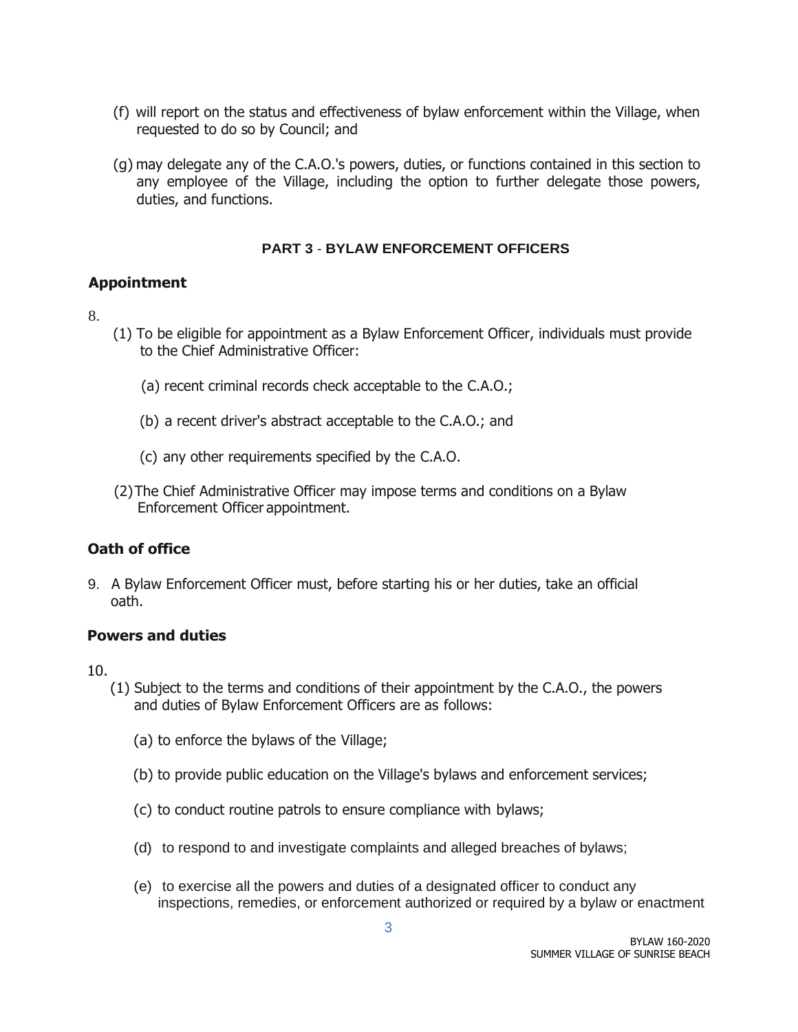(f) will report on the status and effectiveness of bylaw enforcement within the Village, when requested to do so by Council; and

(g) may delegate any of the C.A.O.'s powers, duties, or functions contained in this section to any employee of the Village, including the option to further delegate those powers, duties, and functions.

## PART 3 - BYLAW ENFORCEMENT OFFICERS

### Appointment

8.

(1) To be eligible for appointment as a Bylaw Enforcement Officer, individuals must provide to the Chief Administrative Officer:

(a) recent criminal records check acceptable to the C.A.O.;

(b) a recent driver's abstract acceptable to the C.A.O.; and

(c) any other requirements specified by the C.A.O.

(2) The Chief Administrative Officer may impose terms and conditions on a Bylaw Enforcement Officer appointment.

### Oath of office

9. A Bylaw Enforcement Officer must, before starting his or her duties, take an official oath.

### Powers and duties

10.

(1) Subject to the terms and conditions of their appointment by the C.A.O., the powers and duties of Bylaw Enforcement Officers are as follows:

(a) to enforce the bylaws of the Village;

(b) to provide public education on the Village's bylaws and enforcement services;

(c) to conduct routine patrols to ensure compliance with bylaws;

(d) to respond to and investigate complaints and alleged breaches of bylaws;

(e) to exercise all the powers and duties of a designated officer to conduct any inspections, remedies, or enforcement authorized or required by a bylaw or enactment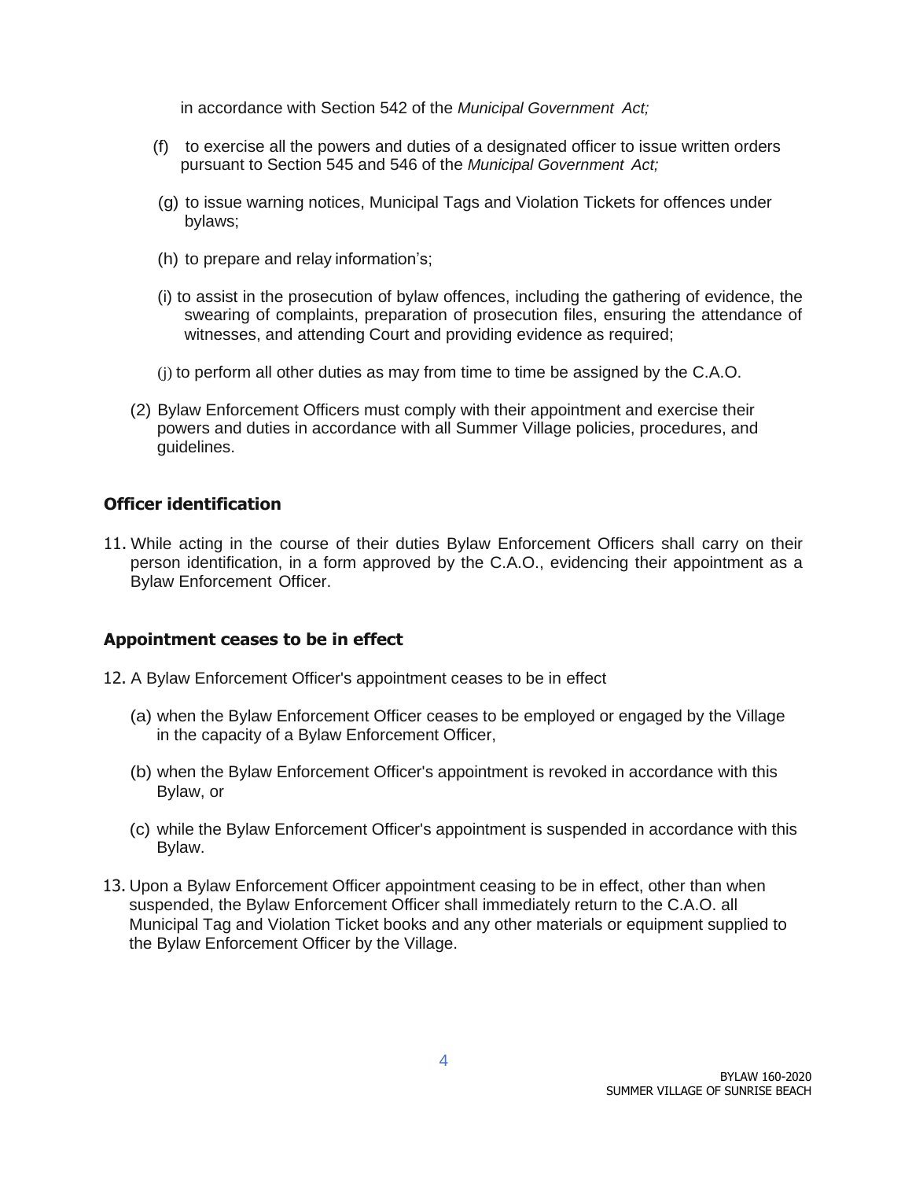in accordance with Section 542 of the *Municipal Government Act;*

(f) to exercise all the powers and duties of a designated officer to issue written orders pursuant to Section 545 and 546 of the *Municipal Government Act;*

(g) to issue warning notices, Municipal Tags and Violation Tickets for offences under bylaws;

(h) to prepare and relay information's;

(i) to assist in the prosecution of bylaw offences, including the gathering of evidence, the swearing of complaints, preparation of prosecution files, ensuring the attendance of witnesses, and attending Court and providing evidence as required;

(j) to perform all other duties as may from time to time be assigned by the C.A.O.

(2) Bylaw Enforcement Officers must comply with their appointment and exercise their powers and duties in accordance with all Summer Village policies, procedures, and guidelines.

### Officer identification

11. While acting in the course of their duties Bylaw Enforcement Officers shall carry on their person identification, in a form approved by the C.A.O., evidencing their appointment as a Bylaw Enforcement Officer.

### Appointment ceases to be in effect

12. A Bylaw Enforcement Officer's appointment ceases to be in effect

(a) when the Bylaw Enforcement Officer ceases to be employed or engaged by the Village in the capacity of a Bylaw Enforcement Officer,

(b) when the Bylaw Enforcement Officer's appointment is revoked in accordance with this Bylaw, or

(c) while the Bylaw Enforcement Officer's appointment is suspended in accordance with this Bylaw.

13. Upon a Bylaw Enforcement Officer appointment ceasing to be in effect, other than when suspended, the Bylaw Enforcement Officer shall immediately return to the C.A.O. all Municipal Tag and Violation Ticket books and any other materials or equipment supplied to the Bylaw Enforcement Officer by the Village.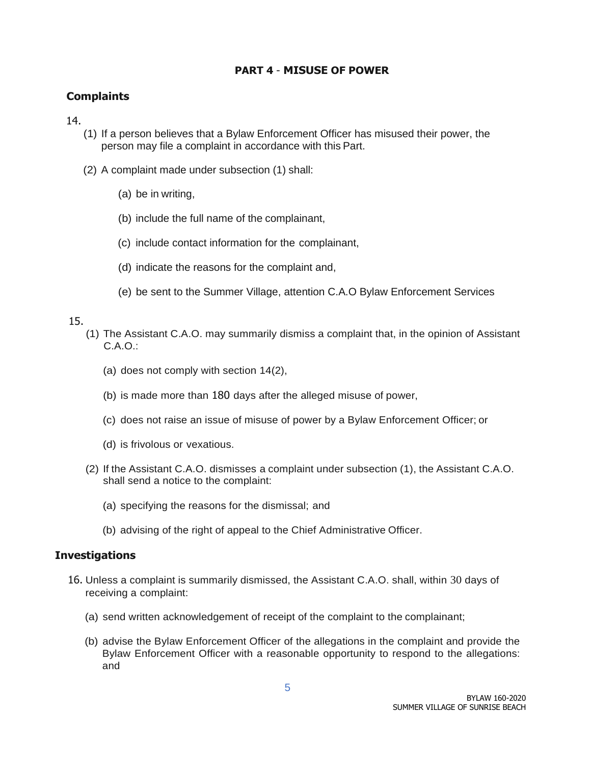## PART 4 - MISUSE OF POWER

### Complaints

14.

(1) If a person believes that a Bylaw Enforcement Officer has misused their power, the person may file a complaint in accordance with this Part.

(2) A complaint made under subsection (1) shall:

(a) be in writing,

(b) include the full name of the complainant,

(c) include contact information for the complainant,

(d) indicate the reasons for the complaint and,

(e) be sent to the Summer Village, attention C.A.O Bylaw Enforcement Services

15.

(1) The Assistant C.A.O. may summarily dismiss a complaint that, in the opinion of Assistant C.A.O.:

(a) does not comply with section 14(2),

(b) is made more than 180 days after the alleged misuse of power,

(c) does not raise an issue of misuse of power by a Bylaw Enforcement Officer; or

(d) is frivolous or vexatious.

(2) If the Assistant C.A.O. dismisses a complaint under subsection (1), the Assistant C.A.O. shall send a notice to the complaint:

(a) specifying the reasons for the dismissal; and

(b) advising of the right of appeal to the Chief Administrative Officer.

### Investigations

16. Unless a complaint is summarily dismissed, the Assistant C.A.O. shall, within 30 days of receiving a complaint:

(a) send written acknowledgement of receipt of the complaint to the complainant;

(b) advise the Bylaw Enforcement Officer of the allegations in the complaint and provide the Bylaw Enforcement Officer with a reasonable opportunity to respond to the allegations: and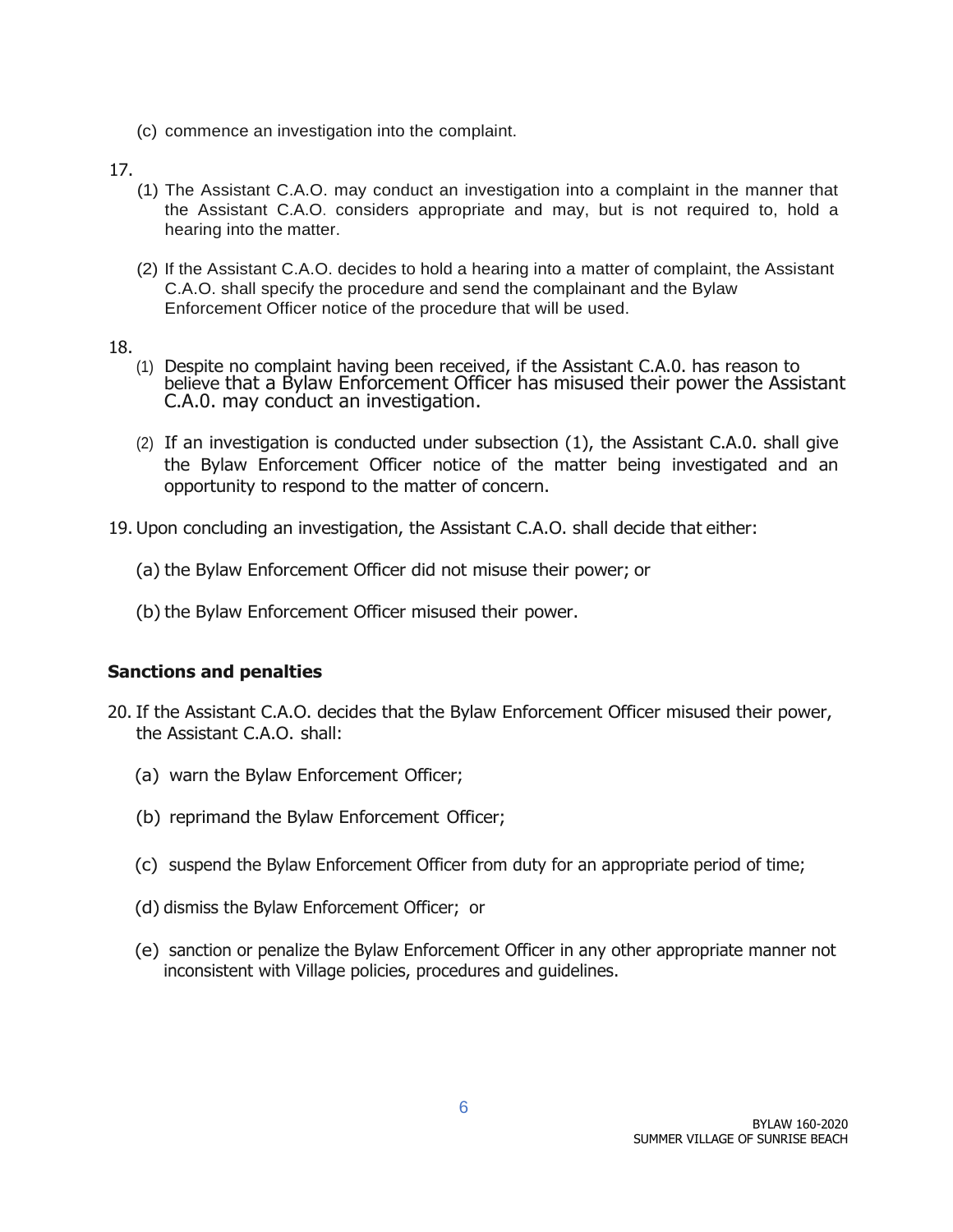(c) commence an investigation into the complaint.

17.

(1) The Assistant C.A.O. may conduct an investigation into a complaint in the manner that the Assistant C.A.O. considers appropriate and may, but is not required to, hold a hearing into the matter.

(2) If the Assistant C.A.O. decides to hold a hearing into a matter of complaint, the Assistant C.A.O. shall specify the procedure and send the complainant and the Bylaw Enforcement Officer notice of the procedure that will be used.

18.

(1) Despite no complaint having been received, if the Assistant C.A.0. has reason to believe that a Bylaw Enforcement Officer has misused their power the Assistant C.A.0. may conduct an investigation.

(2) If an investigation is conducted under subsection (1), the Assistant C.A.0. shall give the Bylaw Enforcement Officer notice of the matter being investigated and an opportunity to respond to the matter of concern.

19. Upon concluding an investigation, the Assistant C.A.O. shall decide that either:

(a) the Bylaw Enforcement Officer did not misuse their power; or

(b) the Bylaw Enforcement Officer misused their power.

**Sanctions and penalties**

20. If the Assistant C.A.O. decides that the Bylaw Enforcement Officer misused their power, the Assistant C.A.O. shall:

(a) warn the Bylaw Enforcement Officer;

(b) reprimand the Bylaw Enforcement Officer;

(c) suspend the Bylaw Enforcement Officer from duty for an appropriate period of time;

(d) dismiss the Bylaw Enforcement Officer; or

(e) sanction or penalize the Bylaw Enforcement Officer in any other appropriate manner not inconsistent with Village policies, procedures and guidelines.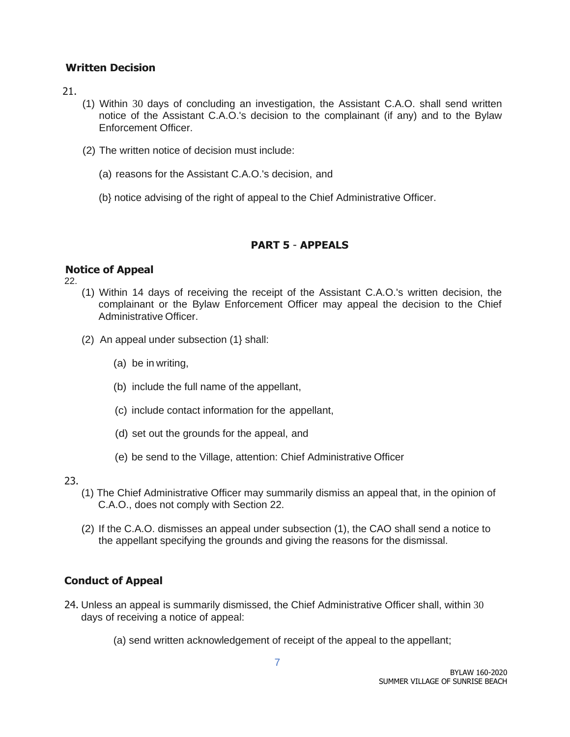### Written Decision

21.

(1) Within 30 days of concluding an investigation, the Assistant C.A.O. shall send written notice of the Assistant C.A.O.'s decision to the complainant (if any) and to the Bylaw Enforcement Officer.

(2) The written notice of decision must include:

(a) reasons for the Assistant C.A.O.'s decision, and

(b} notice advising of the right of appeal to the Chief Administrative Officer.

## PART 5 - APPEALS

### Notice of Appeal

22.

(1) Within 14 days of receiving the receipt of the Assistant C.A.O.'s written decision, the complainant or the Bylaw Enforcement Officer may appeal the decision to the Chief Administrative Officer.

(2) An appeal under subsection (1} shall:

(a) be in writing,

(b) include the full name of the appellant,

(c) include contact information for the appellant,

(d) set out the grounds for the appeal, and

(e) be send to the Village, attention: Chief Administrative Officer

23.

(1) The Chief Administrative Officer may summarily dismiss an appeal that, in the opinion of C.A.O., does not comply with Section 22.

(2) If the C.A.O. dismisses an appeal under subsection (1), the CAO shall send a notice to the appellant specifying the grounds and giving the reasons for the dismissal.

### Conduct of Appeal

24. Unless an appeal is summarily dismissed, the Chief Administrative Officer shall, within 30 days of receiving a notice of appeal:

(a) send written acknowledgement of receipt of the appeal to the appellant;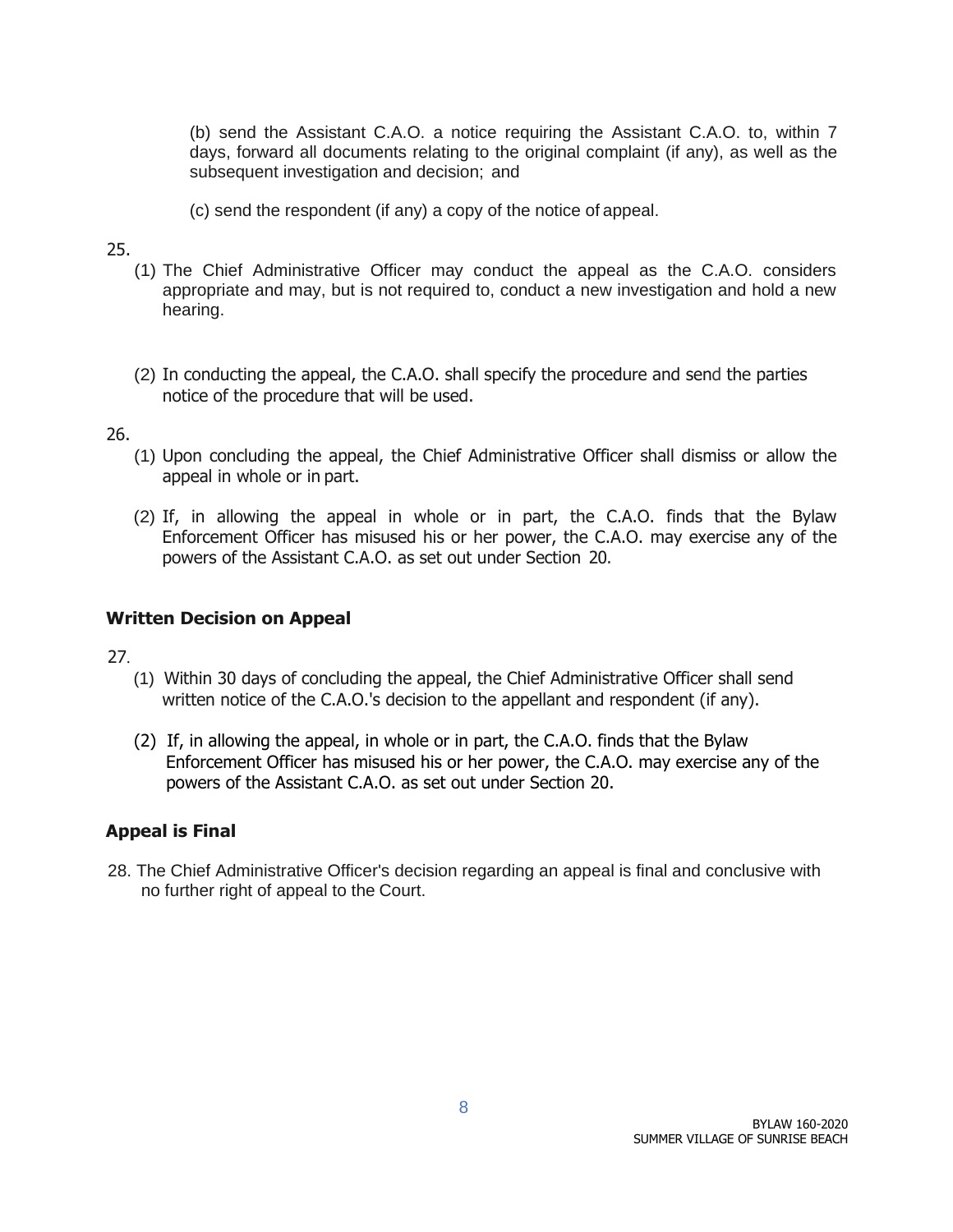(b) send the Assistant C.A.O. a notice requiring the Assistant C.A.O. to, within 7 days, forward all documents relating to the original complaint (if any), as well as the subsequent investigation and decision; and

(c) send the respondent (if any) a copy of the notice of appeal.

25.

(1) The Chief Administrative Officer may conduct the appeal as the C.A.O. considers appropriate and may, but is not required to, conduct a new investigation and hold a new hearing.

(2) In conducting the appeal, the C.A.O. shall specify the procedure and send the parties notice of the procedure that will be used.

26.

(1) Upon concluding the appeal, the Chief Administrative Officer shall dismiss or allow the appeal in whole or in part.

(2) If, in allowing the appeal in whole or in part, the C.A.O. finds that the Bylaw Enforcement Officer has misused his or her power, the C.A.O. may exercise any of the powers of the Assistant C.A.O. as set out under Section 20.

### Written Decision on Appeal

27.

(1) Within 30 days of concluding the appeal, the Chief Administrative Officer shall send written notice of the C.A.O.'s decision to the appellant and respondent (if any).

(2) If, in allowing the appeal, in whole or in part, the C.A.O. finds that the Bylaw Enforcement Officer has misused his or her power, the C.A.O. may exercise any of the powers of the Assistant C.A.O. as set out under Section 20.

### Appeal is Final

28. The Chief Administrative Officer's decision regarding an appeal is final and conclusive with no further right of appeal to the Court.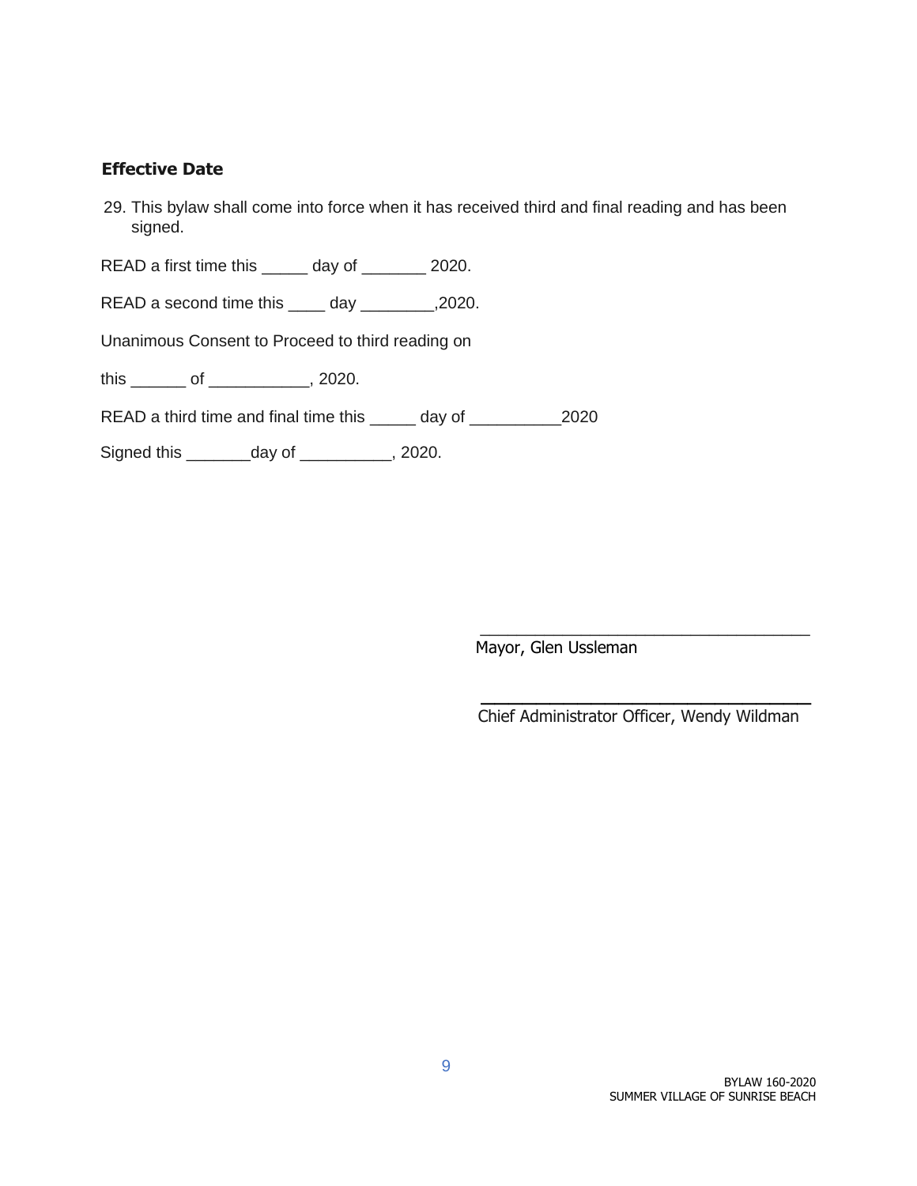### Effective Date

29. This bylaw shall come into force when it has received third and final reading and has been signed.

READ a first time this _____ day of _______ 2020.

READ a second time this ____ day ________,2020.

Unanimous Consent to Proceed to third reading on

this ______ of ___________, 2020.

READ a third time and final time this _____ day of __________2020

Signed this _______day of __________, 2020.

_____________________________________

Mayor, Glen Ussleman

_____________________________________

Chief Administrator Officer, Wendy Wildman

BYLAW 160-2020
SUMMER VILLAGE OF SUNRISE BEACH